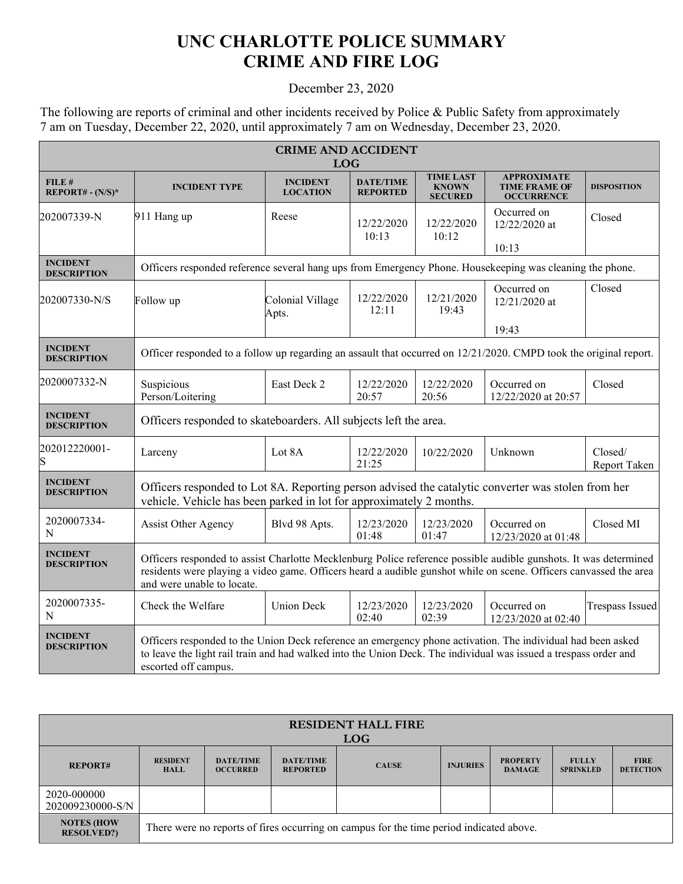# UNC CHARLOTTE POLICE SUMMARY
# CRIME AND FIRE LOG

December 23, 2020

The following are reports of criminal and other incidents received by Police & Public Safety from approximately 7 am on Tuesday, December 22, 2020, until approximately 7 am on Wednesday, December 23, 2020.

| CRIME AND ACCIDENT LOG | | | | | | |
|---|---|---|---|---|---|---|
| **FILE # REPORT# - (N/S)*** | **INCIDENT TYPE** | **INCIDENT LOCATION** | **DATE/TIME REPORTED** | **TIME LAST KNOWN SECURED** | **APPROXIMATE TIME FRAME OF OCCURRENCE** | **DISPOSITION** |
| 202007339-N | 911 Hang up | Reese | 12/22/2020 10:13 | 12/22/2020 10:12 | Occurred on 12/22/2020 at 10:13 | Closed |
| **INCIDENT DESCRIPTION** | Officers responded reference several hang ups from Emergency Phone. Housekeeping was cleaning the phone. | | | | | |
| 202007330-N/S | Follow up | Colonial Village Apts. | 12/22/2020 12:11 | 12/21/2020 19:43 | Occurred on 12/21/2020 at 19:43 | Closed |
| **INCIDENT DESCRIPTION** | Officer responded to a follow up regarding an assault that occurred on 12/21/2020. CMPD took the original report. | | | | | |
| 2020007332-N | Suspicious Person/Loitering | East Deck 2 | 12/22/2020 20:57 | 12/22/2020 20:56 | Occurred on 12/22/2020 at 20:57 | Closed |
| **INCIDENT DESCRIPTION** | Officers responded to skateboarders. All subjects left the area. | | | | | |
| 202012220001-S | Larceny | Lot 8A | 12/22/2020 21:25 | 10/22/2020 | Unknown | Closed/ Report Taken |
| **INCIDENT DESCRIPTION** | Officers responded to Lot 8A. Reporting person advised the catalytic converter was stolen from her vehicle. Vehicle has been parked in lot for approximately 2 months. | | | | | |
| 2020007334-N | Assist Other Agency | Blvd 98 Apts. | 12/23/2020 01:48 | 12/23/2020 01:47 | Occurred on 12/23/2020 at 01:48 | Closed MI |
| **INCIDENT DESCRIPTION** | Officers responded to assist Charlotte Mecklenburg Police reference possible audible gunshots. It was determined residents were playing a video game. Officers heard a audible gunshot while on scene. Officers canvassed the area and were unable to locate. | | | | | |
| 2020007335-N | Check the Welfare | Union Deck | 12/23/2020 02:40 | 12/23/2020 02:39 | Occurred on 12/23/2020 at 02:40 | Trespass Issued |
| **INCIDENT DESCRIPTION** | Officers responded to the Union Deck reference an emergency phone activation. The individual had been asked to leave the light rail train and had walked into the Union Deck. The individual was issued a trespass order and escorted off campus. | | | | | |

| RESIDENT HALL FIRE LOG | | | | | | | | |
|---|---|---|---|---|---|---|---|---|
| **REPORT#** | **RESIDENT HALL** | **DATE/TIME OCCURRED** | **DATE/TIME REPORTED** | **CAUSE** | **INJURIES** | **PROPERTY DAMAGE** | **FULLY SPRINKLED** | **FIRE DETECTION** |
| 2020-000000 202009230000-S/N | | | | | | | | |
| **NOTES (HOW RESOLVED?)** | There were no reports of fires occurring on campus for the time period indicated above. | | | | | | | |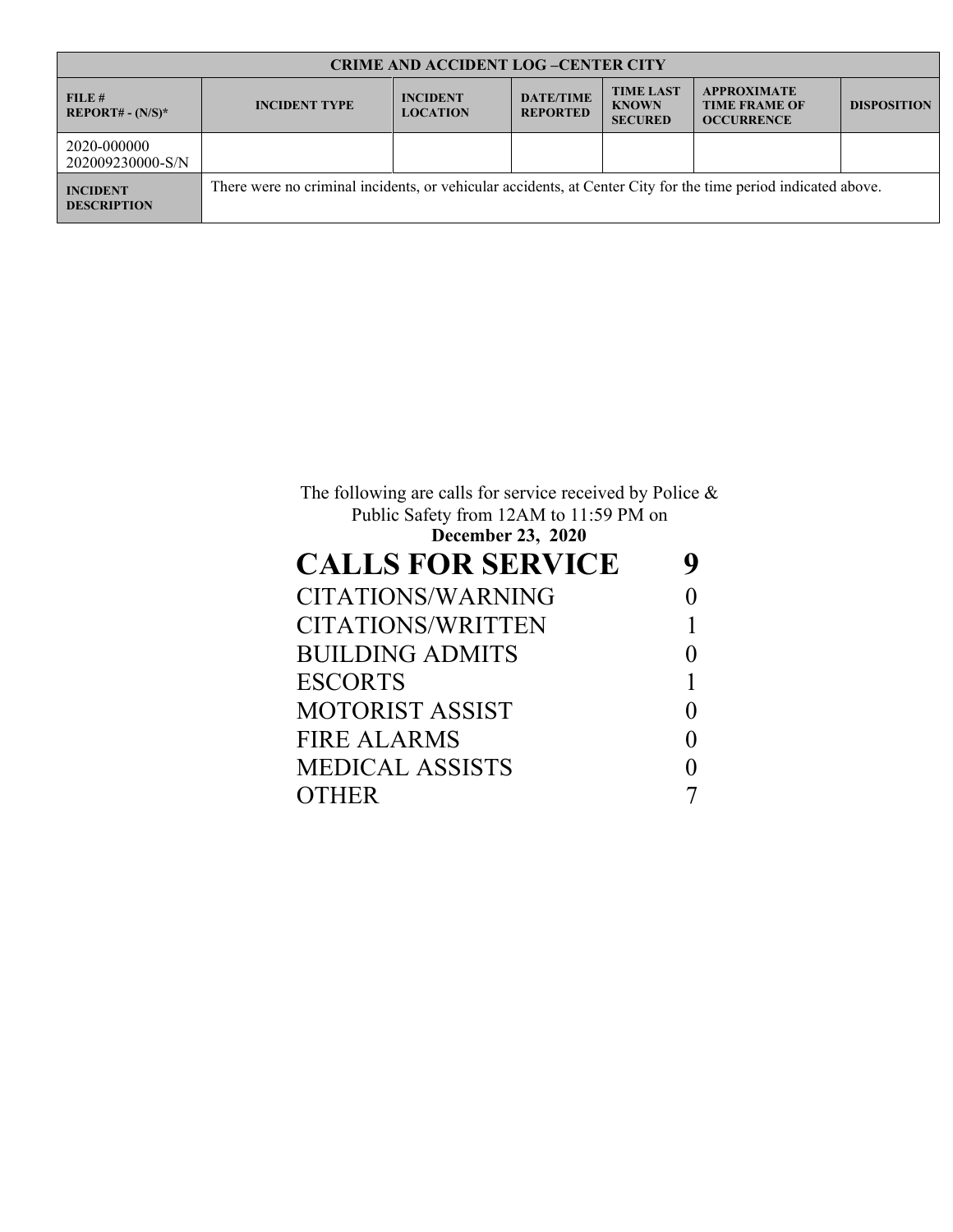| CRIME AND ACCIDENT LOG –CENTER CITY | | | | | | |
|---|---|---|---|---|---|---|
| FILE # REPORT# - (N/S)* | INCIDENT TYPE | INCIDENT LOCATION | DATE/TIME REPORTED | TIME LAST KNOWN SECURED | APPROXIMATE TIME FRAME OF OCCURRENCE | DISPOSITION |
| 2020-000000 202009230000-S/N | | | | | | |
| INCIDENT DESCRIPTION | There were no criminal incidents, or vehicular accidents, at Center City for the time period indicated above. | | | | | |

The following are calls for service received by Police & Public Safety from 12AM to 11:59 PM on

**December 23, 2020**

| | |
|---|---|
| **CALLS FOR SERVICE** | **9** |
| CITATIONS/WARNING | 0 |
| CITATIONS/WRITTEN | 1 |
| BUILDING ADMITS | 0 |
| ESCORTS | 1 |
| MOTORIST ASSIST | 0 |
| FIRE ALARMS | 0 |
| MEDICAL ASSISTS | 0 |
| OTHER | 7 |